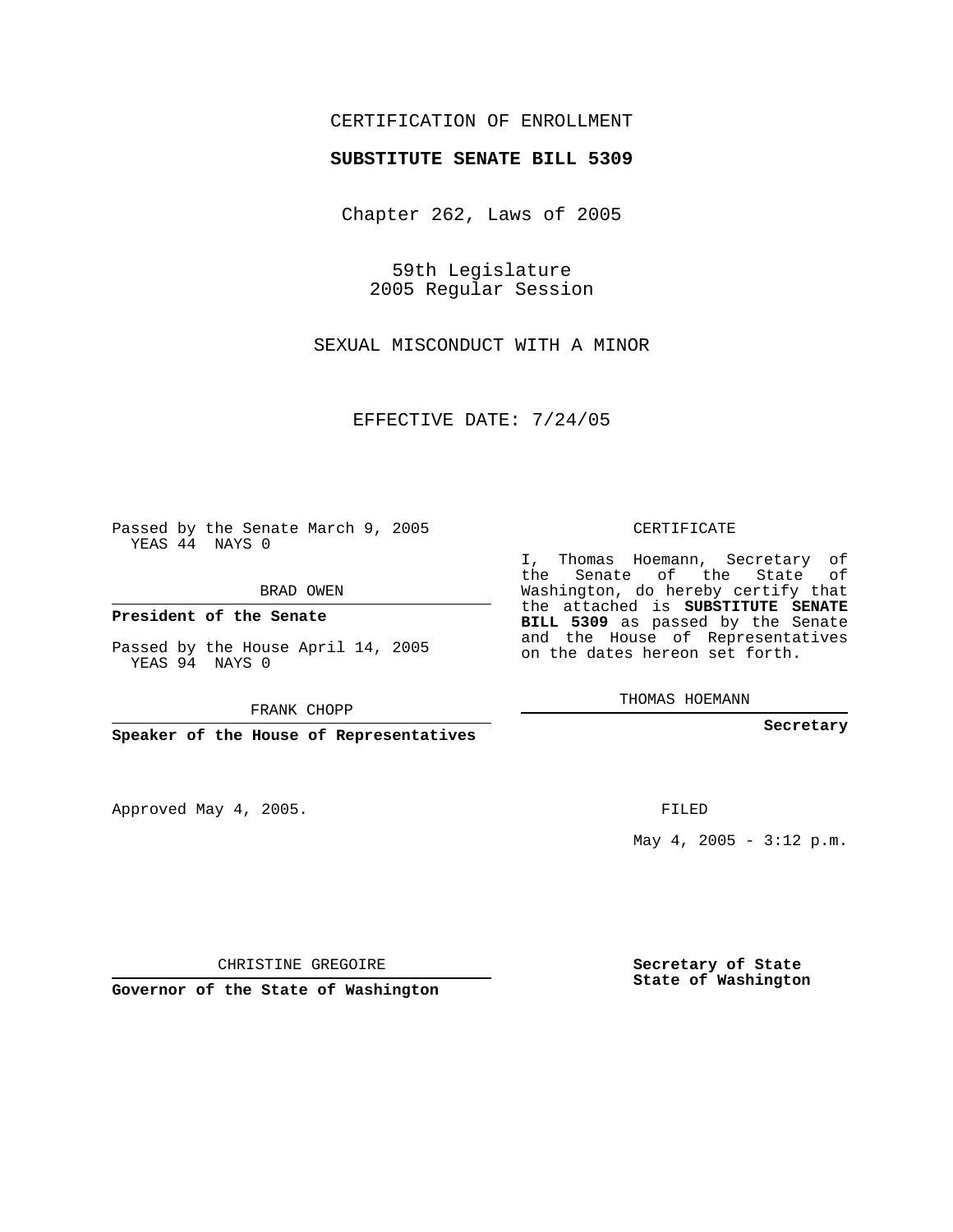CERTIFICATION OF ENROLLMENT

**SUBSTITUTE SENATE BILL 5309**

Chapter 262, Laws of 2005

59th Legislature
2005 Regular Session

SEXUAL MISCONDUCT WITH A MINOR

EFFECTIVE DATE: 7/24/05

Passed by the Senate March 9, 2005
YEAS 44 NAYS 0

BRAD OWEN

**President of the Senate**

Passed by the House April 14, 2005
YEAS 94 NAYS 0

FRANK CHOPP

**Speaker of the House of Representatives**

CERTIFICATE

I, Thomas Hoemann, Secretary of the Senate of the State of Washington, do hereby certify that the attached is **SUBSTITUTE SENATE BILL 5309** as passed by the Senate and the House of Representatives on the dates hereon set forth.

THOMAS HOEMANN

**Secretary**

Approved May 4, 2005.

FILED

May 4, 2005 - 3:12 p.m.

CHRISTINE GREGOIRE

**Governor of the State of Washington**

**Secretary of State**
**State of Washington**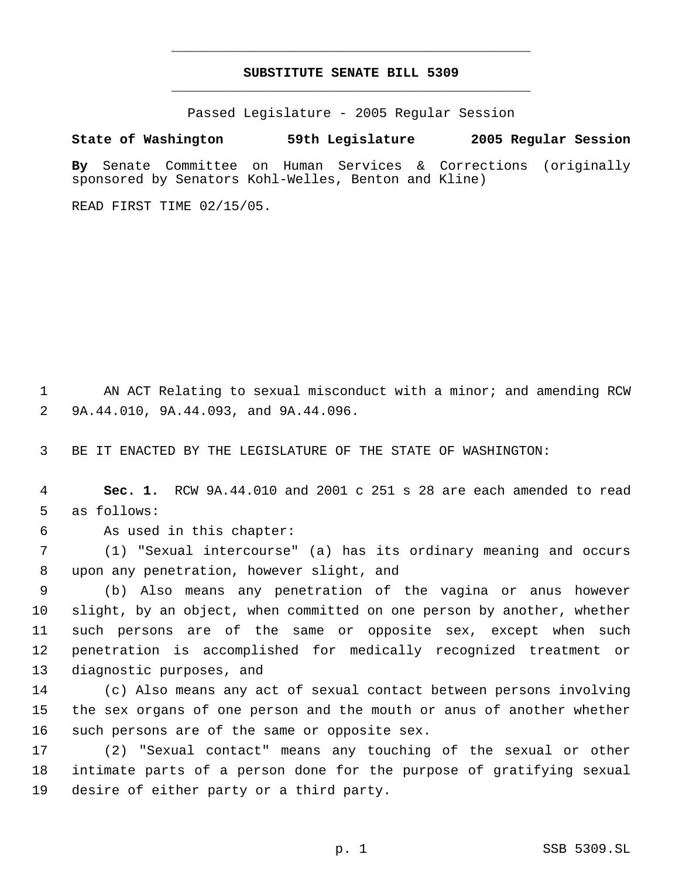# SUBSTITUTE SENATE BILL 5309

Passed Legislature - 2005 Regular Session

**State of Washington 59th Legislature 2005 Regular Session**

**By** Senate Committee on Human Services & Corrections (originally sponsored by Senators Kohl-Welles, Benton and Kline)

READ FIRST TIME 02/15/05.

1 AN ACT Relating to sexual misconduct with a minor; and amending RCW
2 9A.44.010, 9A.44.093, and 9A.44.096.

3 BE IT ENACTED BY THE LEGISLATURE OF THE STATE OF WASHINGTON:

4 **Sec. 1.** RCW 9A.44.010 and 2001 c 251 s 28 are each amended to read
5 as follows:

6 As used in this chapter:

7 (1) "Sexual intercourse" (a) has its ordinary meaning and occurs
8 upon any penetration, however slight, and

9 (b) Also means any penetration of the vagina or anus however
10 slight, by an object, when committed on one person by another, whether
11 such persons are of the same or opposite sex, except when such
12 penetration is accomplished for medically recognized treatment or
13 diagnostic purposes, and

14 (c) Also means any act of sexual contact between persons involving
15 the sex organs of one person and the mouth or anus of another whether
16 such persons are of the same or opposite sex.

17 (2) "Sexual contact" means any touching of the sexual or other
18 intimate parts of a person done for the purpose of gratifying sexual
19 desire of either party or a third party.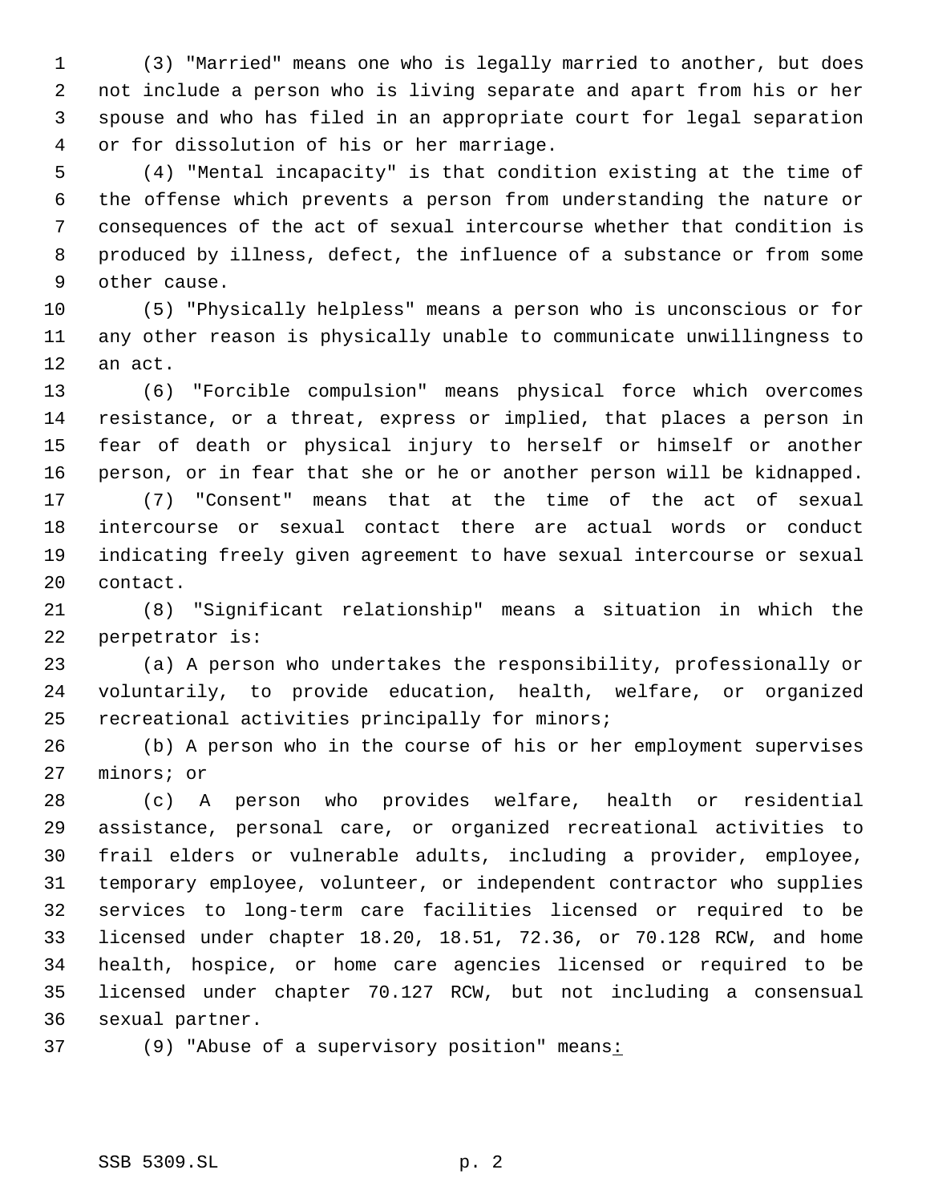(3) "Married" means one who is legally married to another, but does not include a person who is living separate and apart from his or her spouse and who has filed in an appropriate court for legal separation or for dissolution of his or her marriage.

(4) "Mental incapacity" is that condition existing at the time of the offense which prevents a person from understanding the nature or consequences of the act of sexual intercourse whether that condition is produced by illness, defect, the influence of a substance or from some other cause.

(5) "Physically helpless" means a person who is unconscious or for any other reason is physically unable to communicate unwillingness to an act.

(6) "Forcible compulsion" means physical force which overcomes resistance, or a threat, express or implied, that places a person in fear of death or physical injury to herself or himself or another person, or in fear that she or he or another person will be kidnapped.

(7) "Consent" means that at the time of the act of sexual intercourse or sexual contact there are actual words or conduct indicating freely given agreement to have sexual intercourse or sexual contact.

(8) "Significant relationship" means a situation in which the perpetrator is:

(a) A person who undertakes the responsibility, professionally or voluntarily, to provide education, health, welfare, or organized recreational activities principally for minors;

(b) A person who in the course of his or her employment supervises minors; or

(c) A person who provides welfare, health or residential assistance, personal care, or organized recreational activities to frail elders or vulnerable adults, including a provider, employee, temporary employee, volunteer, or independent contractor who supplies services to long-term care facilities licensed or required to be licensed under chapter 18.20, 18.51, 72.36, or 70.128 RCW, and home health, hospice, or home care agencies licensed or required to be licensed under chapter 70.127 RCW, but not including a consensual sexual partner.

(9) "Abuse of a supervisory position" means: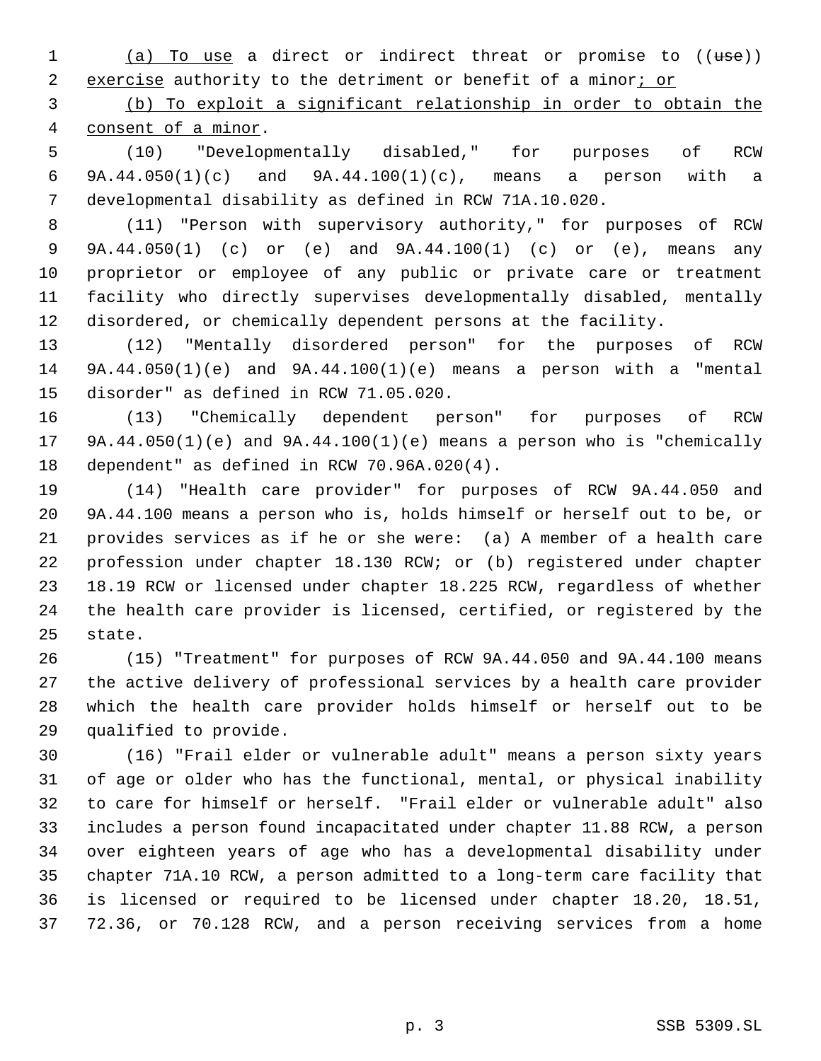(a) To use a direct or indirect threat or promise to ((~~use~~)) exercise authority to the detriment or benefit of a minor; or

(b) To exploit a significant relationship in order to obtain the consent of a minor.

(10) "Developmentally disabled," for purposes of RCW 9A.44.050(1)(c) and 9A.44.100(1)(c), means a person with a developmental disability as defined in RCW 71A.10.020.

(11) "Person with supervisory authority," for purposes of RCW 9A.44.050(1) (c) or (e) and 9A.44.100(1) (c) or (e), means any proprietor or employee of any public or private care or treatment facility who directly supervises developmentally disabled, mentally disordered, or chemically dependent persons at the facility.

(12) "Mentally disordered person" for the purposes of RCW 9A.44.050(1)(e) and 9A.44.100(1)(e) means a person with a "mental disorder" as defined in RCW 71.05.020.

(13) "Chemically dependent person" for purposes of RCW 9A.44.050(1)(e) and 9A.44.100(1)(e) means a person who is "chemically dependent" as defined in RCW 70.96A.020(4).

(14) "Health care provider" for purposes of RCW 9A.44.050 and 9A.44.100 means a person who is, holds himself or herself out to be, or provides services as if he or she were: (a) A member of a health care profession under chapter 18.130 RCW; or (b) registered under chapter 18.19 RCW or licensed under chapter 18.225 RCW, regardless of whether the health care provider is licensed, certified, or registered by the state.

(15) "Treatment" for purposes of RCW 9A.44.050 and 9A.44.100 means the active delivery of professional services by a health care provider which the health care provider holds himself or herself out to be qualified to provide.

(16) "Frail elder or vulnerable adult" means a person sixty years of age or older who has the functional, mental, or physical inability to care for himself or herself. "Frail elder or vulnerable adult" also includes a person found incapacitated under chapter 11.88 RCW, a person over eighteen years of age who has a developmental disability under chapter 71A.10 RCW, a person admitted to a long-term care facility that is licensed or required to be licensed under chapter 18.20, 18.51, 72.36, or 70.128 RCW, and a person receiving services from a home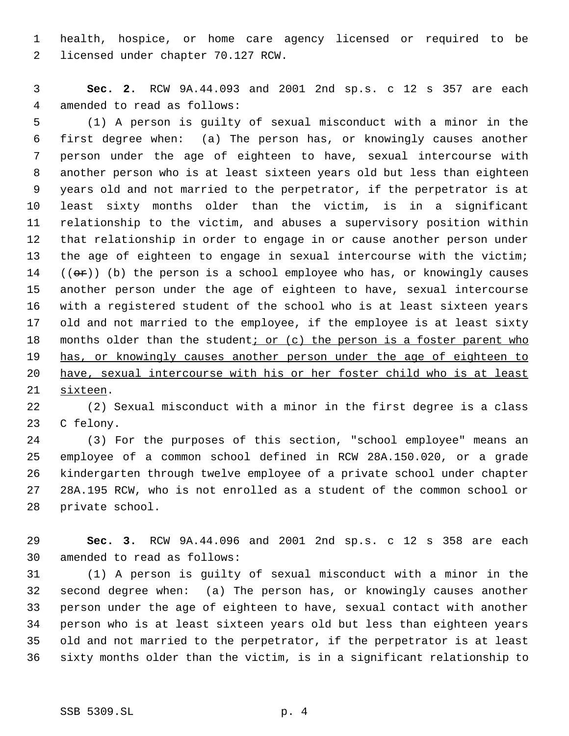health, hospice, or home care agency licensed or required to be licensed under chapter 70.127 RCW.

**Sec. 2.** RCW 9A.44.093 and 2001 2nd sp.s. c 12 s 357 are each amended to read as follows:

(1) A person is guilty of sexual misconduct with a minor in the first degree when: (a) The person has, or knowingly causes another person under the age of eighteen to have, sexual intercourse with another person who is at least sixteen years old but less than eighteen years old and not married to the perpetrator, if the perpetrator is at least sixty months older than the victim, is in a significant relationship to the victim, and abuses a supervisory position within that relationship in order to engage in or cause another person under the age of eighteen to engage in sexual intercourse with the victim; ((~~or~~)) (b) the person is a school employee who has, or knowingly causes another person under the age of eighteen to have, sexual intercourse with a registered student of the school who is at least sixteen years old and not married to the employee, if the employee is at least sixty months older than the student<u>; or (c) the person is a foster parent who has, or knowingly causes another person under the age of eighteen to have, sexual intercourse with his or her foster child who is at least sixteen</u>.

(2) Sexual misconduct with a minor in the first degree is a class C felony.

(3) For the purposes of this section, "school employee" means an employee of a common school defined in RCW 28A.150.020, or a grade kindergarten through twelve employee of a private school under chapter 28A.195 RCW, who is not enrolled as a student of the common school or private school.

**Sec. 3.** RCW 9A.44.096 and 2001 2nd sp.s. c 12 s 358 are each amended to read as follows:

(1) A person is guilty of sexual misconduct with a minor in the second degree when: (a) The person has, or knowingly causes another person under the age of eighteen to have, sexual contact with another person who is at least sixteen years old but less than eighteen years old and not married to the perpetrator, if the perpetrator is at least sixty months older than the victim, is in a significant relationship to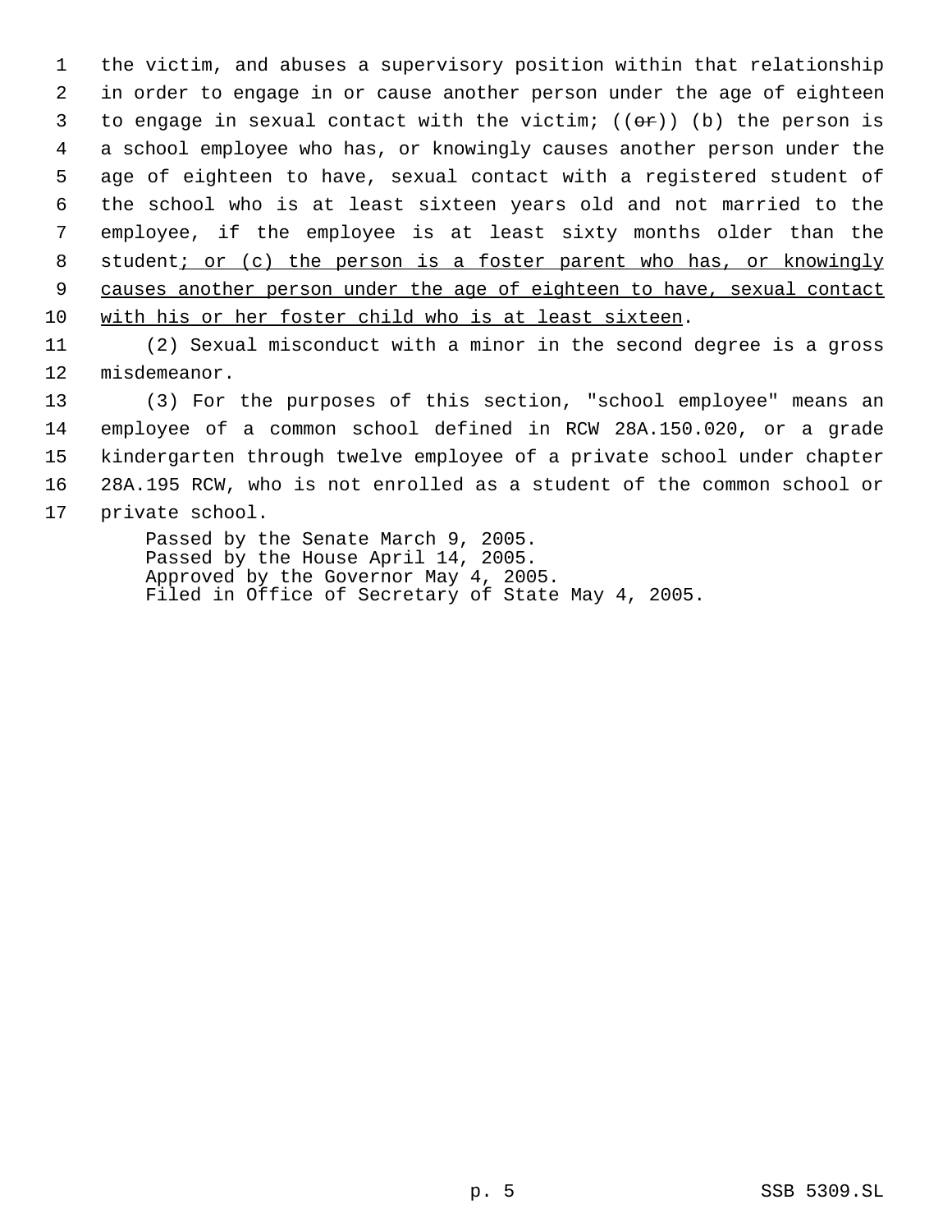the victim, and abuses a supervisory position within that relationship in order to engage in or cause another person under the age of eighteen to engage in sexual contact with the victim; ((~~or~~)) (b) the person is a school employee who has, or knowingly causes another person under the age of eighteen to have, sexual contact with a registered student of the school who is at least sixteen years old and not married to the employee, if the employee is at least sixty months older than the student<u>; or (c) the person is a foster parent who has, or knowingly causes another person under the age of eighteen to have, sexual contact with his or her foster child who is at least sixteen</u>.

(2) Sexual misconduct with a minor in the second degree is a gross misdemeanor.

(3) For the purposes of this section, "school employee" means an employee of a common school defined in RCW 28A.150.020, or a grade kindergarten through twelve employee of a private school under chapter 28A.195 RCW, who is not enrolled as a student of the common school or private school.

Passed by the Senate March 9, 2005.
Passed by the House April 14, 2005.
Approved by the Governor May 4, 2005.
Filed in Office of Secretary of State May 4, 2005.